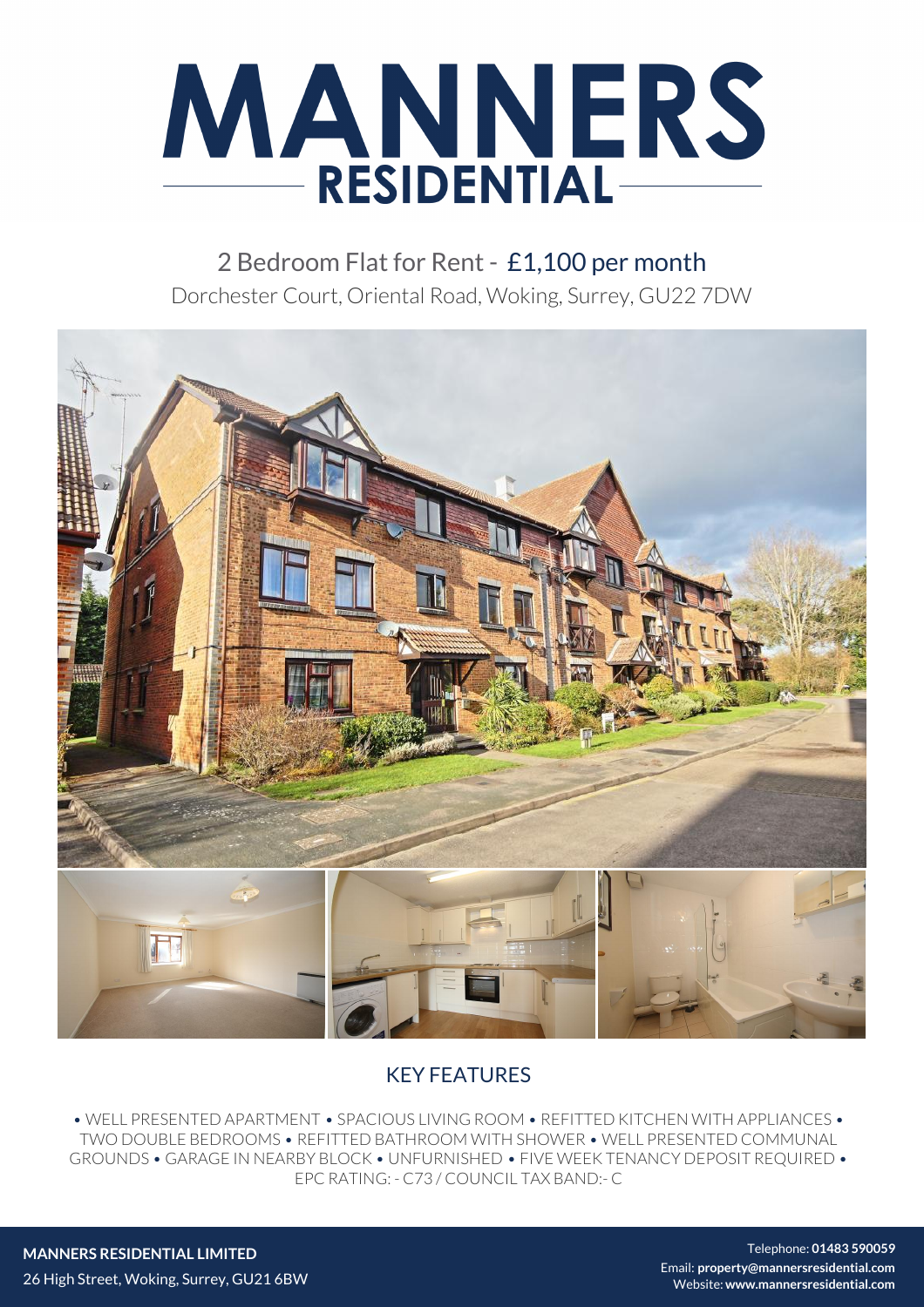# MANNERS RESIDENTIAL

## 2 Bedroom Flat for Rent - £1,100 per month

Dorchester Court, Oriental Road, Woking, Surrey, GU22 7DW

## KEY FEATURES

• WELL PRESENTED APARTMENT • SPACIOUS LIVING ROOM • REFITTED KITCHEN WITH APPLIANCES • TWO DOUBLE BEDROOMS • REFITTED BATHROOM WITH SHOWER • WELL PRESENTED COMMUNAL GROUNDS • GARAGE IN NEARBY BLOCK • UNFURNISHED • FIVE WEEK TENANCY DEPOSIT REQUIRED • EPC RATING: - C73 / COUNCIL TAX BAND:- C

**MANNERS RESIDENTIAL LIMITED**
26 High Street, Woking, Surrey, GU21 6BW

Telephone: **01483 590059**
Email: **property@mannersresidential.com**
Website: **www.mannersresidential.com**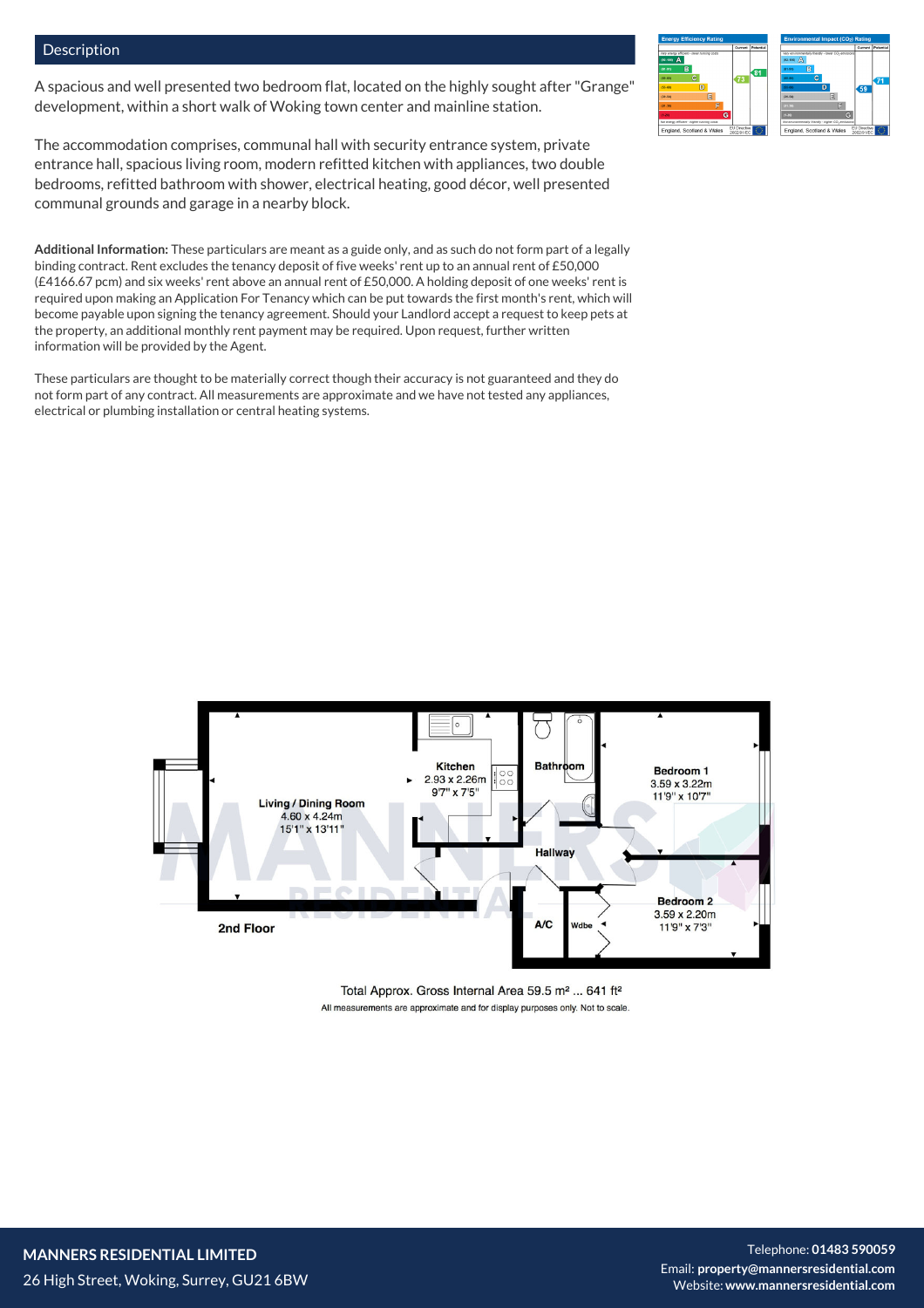## Description

A spacious and well presented two bedroom flat, located on the highly sought after "Grange" development, within a short walk of Woking town center and mainline station.

The accommodation comprises, communal hall with security entrance system, private entrance hall, spacious living room, modern refitted kitchen with appliances, two double bedrooms, refitted bathroom with shower, electrical heating, good décor, well presented communal grounds and garage in a nearby block.

**Additional Information:** These particulars are meant as a guide only, and as such do not form part of a legally binding contract. Rent excludes the tenancy deposit of five weeks' rent up to an annual rent of £50,000 (£4166.67 pcm) and six weeks' rent above an annual rent of £50,000. A holding deposit of one weeks' rent is required upon making an Application For Tenancy which can be put towards the first month's rent, which will become payable upon signing the tenancy agreement. Should your Landlord accept a request to keep pets at the property, an additional monthly rent payment may be required. Upon request, further written information will be provided by the Agent.

These particulars are thought to be materially correct though their accuracy is not guaranteed and they do not form part of any contract. All measurements are approximate and we have not tested any appliances, electrical or plumbing installation or central heating systems.

Energy Efficiency Rating
Current: 73
Potential: 81
England, Scotland & Wales
EU Directive 2002/91/EC

Environmental Impact (CO2) Rating
Current: 59
Potential: 71
England, Scotland & Wales
EU Directive 2002/91/EC

Living / Dining Room
4.60 x 4.24m
15'1" x 13'11"

Kitchen
2.93 x 2.26m
9'7" x 7'5"

Bathroom

Bedroom 1
3.59 x 3.22m
11'9" x 10'7"

Hallway

Bedroom 2
3.59 x 2.20m
11'9" x 7'3"

A/C

Wdbe

2nd Floor

Total Approx. Gross Internal Area 59.5 m² ... 641 ft²

All measurements are approximate and for display purposes only. Not to scale.

**MANNERS RESIDENTIAL LIMITED**
26 High Street, Woking, Surrey, GU21 6BW

Telephone: **01483 590059**
Email: **property@mannersresidential.com**
Website: **www.mannersresidential.com**